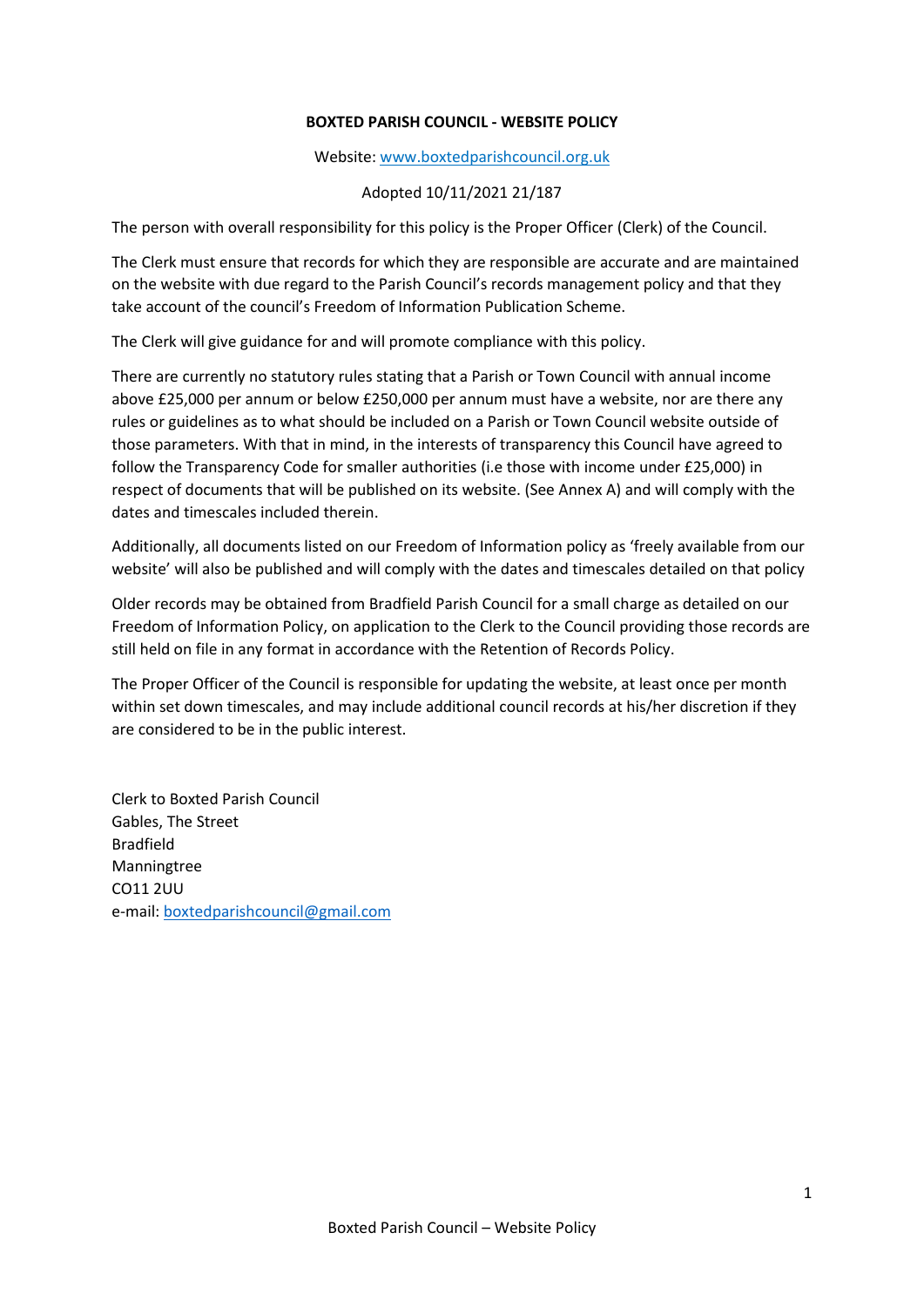**BOXTED PARISH COUNCIL - WEBSITE POLICY**

Website: www.boxtedparishcouncil.org.uk

Adopted 10/11/2021 21/187

The person with overall responsibility for this policy is the Proper Officer (Clerk) of the Council.

The Clerk must ensure that records for which they are responsible are accurate and are maintained on the website with due regard to the Parish Council's records management policy and that they take account of the council's Freedom of Information Publication Scheme.

The Clerk will give guidance for and will promote compliance with this policy.

There are currently no statutory rules stating that a Parish or Town Council with annual income above £25,000 per annum or below £250,000 per annum must have a website, nor are there any rules or guidelines as to what should be included on a Parish or Town Council website outside of those parameters. With that in mind, in the interests of transparency this Council have agreed to follow the Transparency Code for smaller authorities (i.e those with income under £25,000) in respect of documents that will be published on its website. (See Annex A) and will comply with the dates and timescales included therein.

Additionally, all documents listed on our Freedom of Information policy as 'freely available from our website' will also be published and will comply with the dates and timescales detailed on that policy

Older records may be obtained from Bradfield Parish Council for a small charge as detailed on our Freedom of Information Policy, on application to the Clerk to the Council providing those records are still held on file in any format in accordance with the Retention of Records Policy.

The Proper Officer of the Council is responsible for updating the website, at least once per month within set down timescales, and may include additional council records at his/her discretion if they are considered to be in the public interest.

Clerk to Boxted Parish Council
Gables, The Street
Bradfield
Manningtree
CO11 2UU
e-mail: boxtedparishcouncil@gmail.com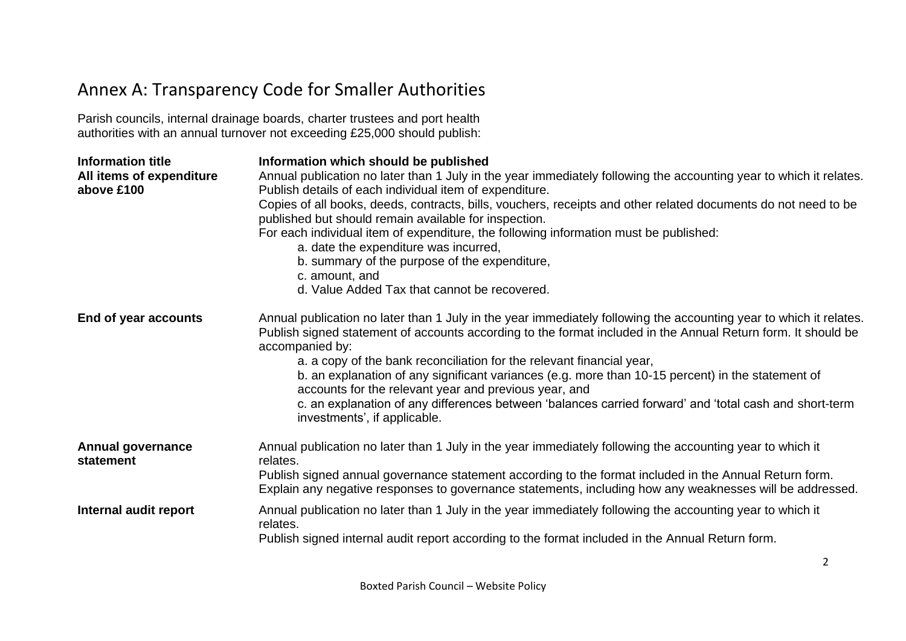# Annex A: Transparency Code for Smaller Authorities

Parish councils, internal drainage boards, charter trustees and port health authorities with an annual turnover not exceeding £25,000 should publish:

| Information title | Information which should be published |
|---|---|
| **All items of expenditure above £100** | Annual publication no later than 1 July in the year immediately following the accounting year to which it relates.<br>Publish details of each individual item of expenditure.<br>Copies of all books, deeds, contracts, bills, vouchers, receipts and other related documents do not need to be published but should remain available for inspection.<br>For each individual item of expenditure, the following information must be published:<br>a. date the expenditure was incurred,<br>b. summary of the purpose of the expenditure,<br>c. amount, and<br>d. Value Added Tax that cannot be recovered. |
| **End of year accounts** | Annual publication no later than 1 July in the year immediately following the accounting year to which it relates.<br>Publish signed statement of accounts according to the format included in the Annual Return form. It should be accompanied by:<br>a. a copy of the bank reconciliation for the relevant financial year,<br>b. an explanation of any significant variances (e.g. more than 10-15 percent) in the statement of accounts for the relevant year and previous year, and<br>c. an explanation of any differences between 'balances carried forward' and 'total cash and short-term investments', if applicable. |
| **Annual governance statement** | Annual publication no later than 1 July in the year immediately following the accounting year to which it relates.<br>Publish signed annual governance statement according to the format included in the Annual Return form.<br>Explain any negative responses to governance statements, including how any weaknesses will be addressed. |
| **Internal audit report** | Annual publication no later than 1 July in the year immediately following the accounting year to which it relates.<br>Publish signed internal audit report according to the format included in the Annual Return form. |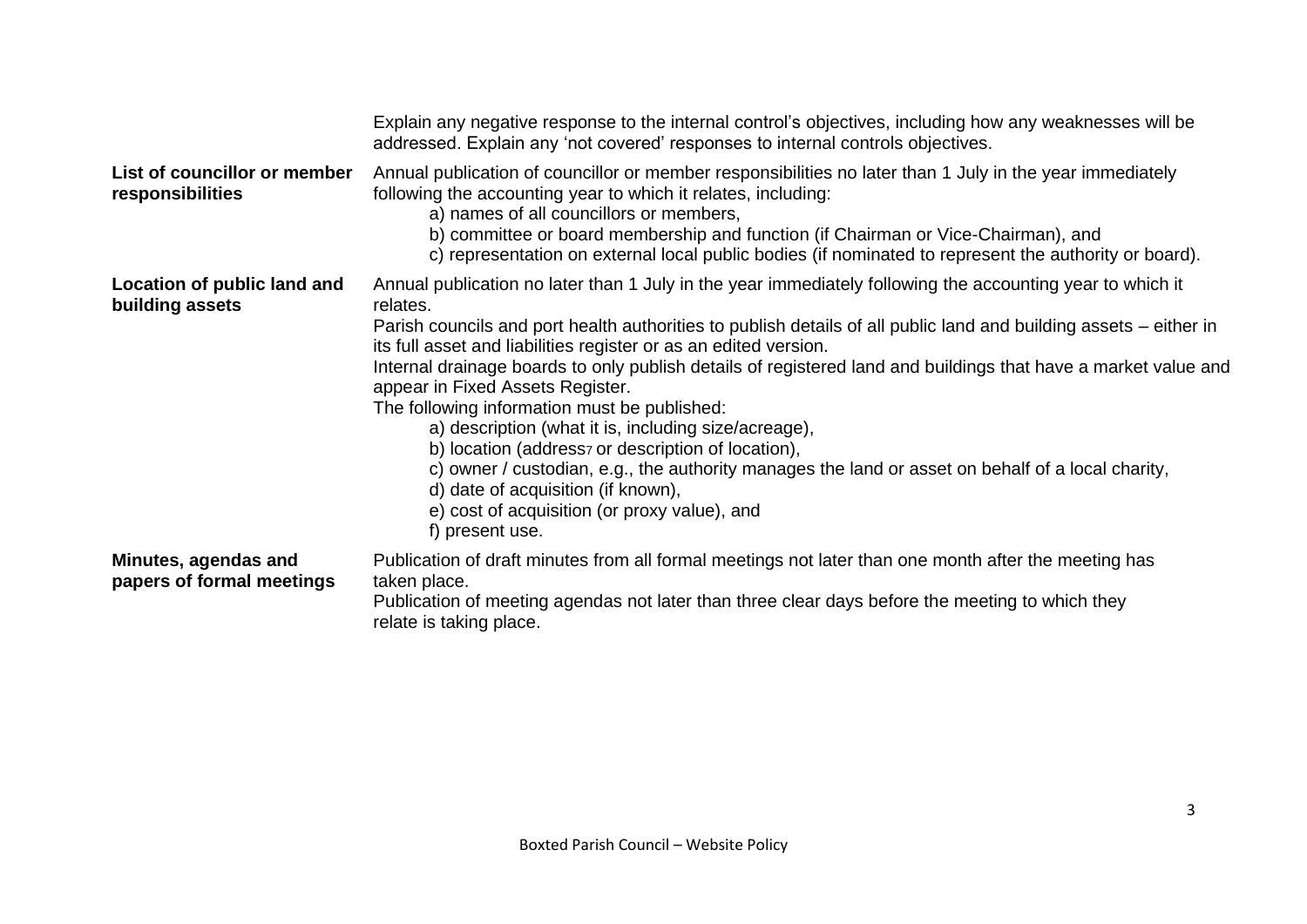| | |
|---|---|
| | Explain any negative response to the internal control's objectives, including how any weaknesses will be addressed. Explain any 'not covered' responses to internal controls objectives. |
| **List of councillor or member responsibilities** | Annual publication of councillor or member responsibilities no later than 1 July in the year immediately following the accounting year to which it relates, including:<br>a) names of all councillors or members,<br>b) committee or board membership and function (if Chairman or Vice-Chairman), and<br>c) representation on external local public bodies (if nominated to represent the authority or board). |
| **Location of public land and building assets** | Annual publication no later than 1 July in the year immediately following the accounting year to which it relates.<br>Parish councils and port health authorities to publish details of all public land and building assets – either in its full asset and liabilities register or as an edited version.<br>Internal drainage boards to only publish details of registered land and buildings that have a market value and appear in Fixed Assets Register.<br>The following information must be published:<br>a) description (what it is, including size/acreage),<br>b) location (address[7] or description of location),<br>c) owner / custodian, e.g., the authority manages the land or asset on behalf of a local charity,<br>d) date of acquisition (if known),<br>e) cost of acquisition (or proxy value), and<br>f) present use. |
| **Minutes, agendas and papers of formal meetings** | Publication of draft minutes from all formal meetings not later than one month after the meeting has taken place.<br>Publication of meeting agendas not later than three clear days before the meeting to which they relate is taking place. |